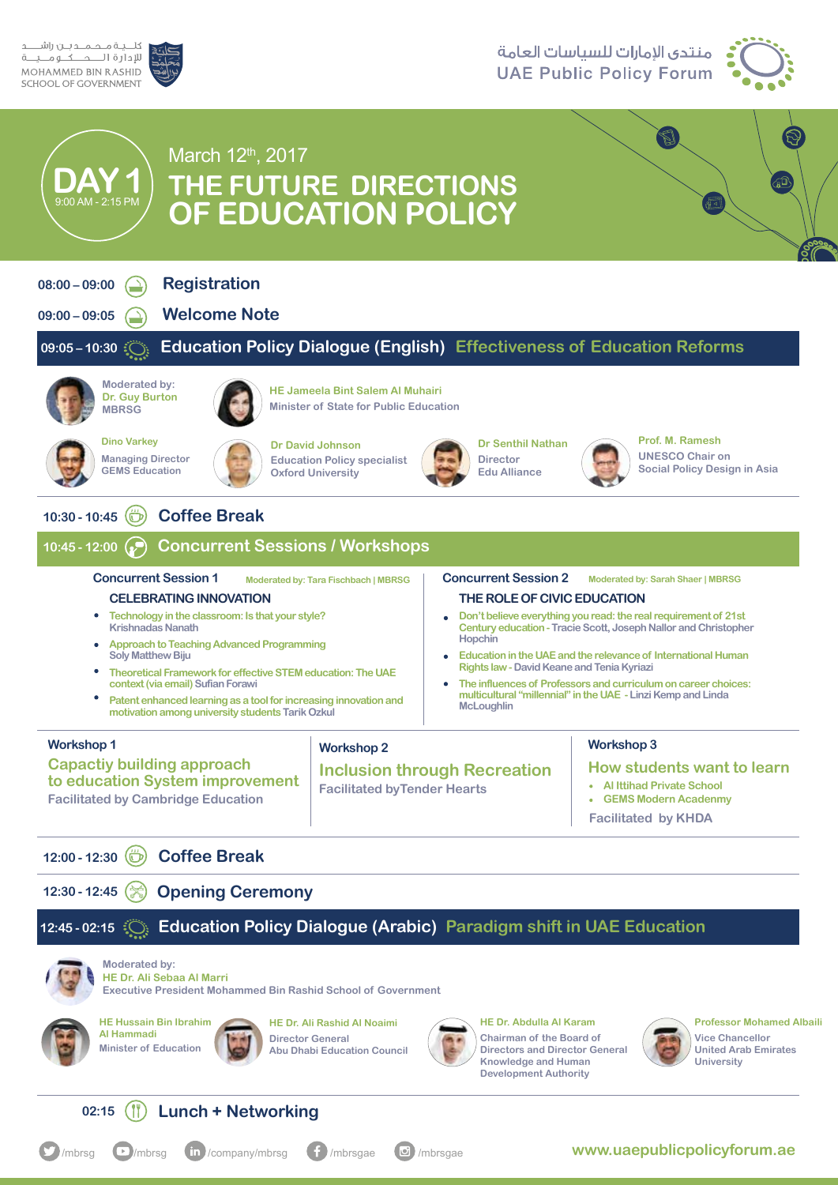كليـة محمـد بـن راشـد للإدارة الحـكـومـيـة
MOHAMMED BIN RASHID SCHOOL OF GOVERNMENT

منتدى الإمارات للسياسات العامة
UAE Public Policy Forum

# DAY 1
9:00 AM - 2:15 PM

March 12th, 2017

# THE FUTURE DIRECTIONS OF EDUCATION POLICY

**08:00 – 09:00** Registration

**09:00 – 09:05** Welcome Note

## 09:05 – 10:30 Education Policy Dialogue (English) Effectiveness of Education Reforms

Moderated by: Dr. Guy Burton, MBRSG

- HE Jameela Bint Salem Al Muhairi — Minister of State for Public Education
- Dino Varkey — Managing Director, GEMS Education
- Dr David Johnson — Education Policy specialist, Oxford University
- Dr Senthil Nathan — Director, Edu Alliance
- Prof. M. Ramesh — UNESCO Chair on Social Policy Design in Asia

**10:30 - 10:45** Coffee Break

## 10:45 - 12:00 Concurrent Sessions / Workshops

### Concurrent Session 1 — Moderated by: Tara Fischbach | MBRSG

**CELEBRATING INNOVATION**

- Technology in the classroom: Is that your style? Krishnadas Nanath
- Approach to Teaching Advanced Programming Soly Matthew Biju
- Theoretical Framework for effective STEM education: The UAE context (via email) Sufian Forawi
- Patent enhanced learning as a tool for increasing innovation and motivation among university students Tarik Ozkul

### Concurrent Session 2 — Moderated by: Sarah Shaer | MBRSG

**THE ROLE OF CIVIC EDUCATION**

- Don't believe everything you read: the real requirement of 21st Century education - Tracie Scott, Joseph Nallor and Christopher Hopchin
- Education in the UAE and the relevance of International Human Rights law - David Keane and Tenia Kyriazi
- The influences of Professors and curriculum on career choices: multicultural "millennial" in the UAE - Linzi Kemp and Linda McLoughlin

### Workshop 1

**Capactiy building approach to education System improvement**

Facilitated by Cambridge Education

### Workshop 2

**Inclusion through Recreation**

Facilitated byTender Hearts

### Workshop 3

**How students want to learn**

- Al Ittihad Private School
- GEMS Modern Acadenmy

Facilitated by KHDA

**12:00 - 12:30** Coffee Break

**12:30 - 12:45** Opening Ceremony

## 12:45 - 02:15 Education Policy Dialogue (Arabic) Paradigm shift in UAE Education

Moderated by: HE Dr. Ali Sebaa Al Marri, Executive President Mohammed Bin Rashid School of Government

- HE Hussain Bin Ibrahim Al Hammadi — Minister of Education
- HE Dr. Ali Rashid Al Noaimi — Director General, Abu Dhabi Education Council
- HE Dr. Abdulla Al Karam — Chairman of the Board of Directors and Director General, Knowledge and Human Development Authority
- Professor Mohamed Albaili — Vice Chancellor, United Arab Emirates University

**02:15** Lunch + Networking

/mbrsg /mbrsg /company/mbrsg /mbrsgae /mbrsgae

www.uaepublicpolicyforum.ae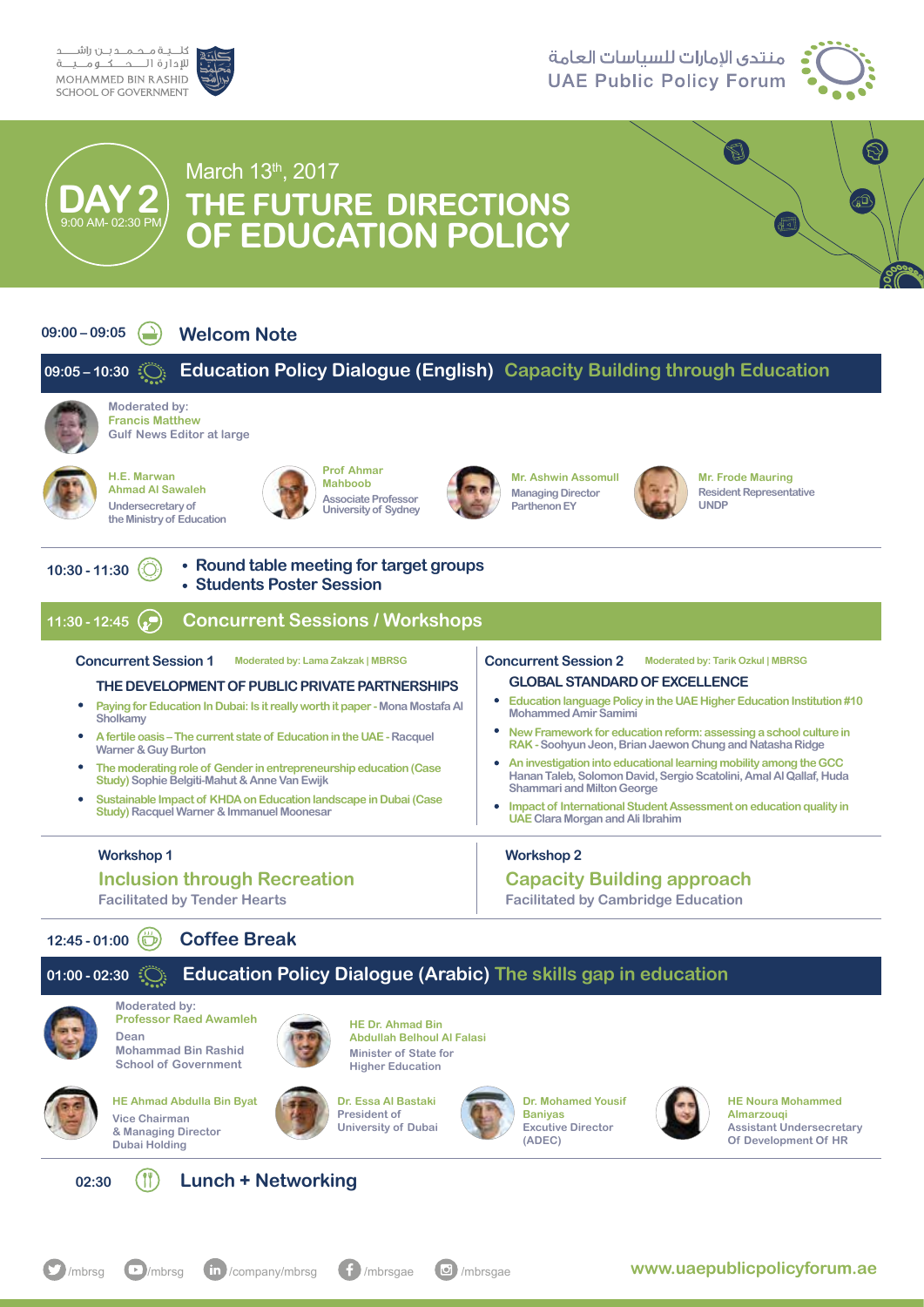كلية محمد بن راشد للإدارة الحكومية
MOHAMMED BIN RASHID SCHOOL OF GOVERNMENT

منتدى الإمارات للسياسات العامة
UAE Public Policy Forum

# DAY 2
9:00 AM- 02:30 PM

March 13th, 2017

# THE FUTURE DIRECTIONS OF EDUCATION POLICY

**09:00 – 09:05** Welcom Note

## 09:05 – 10:30 Education Policy Dialogue (English) Capacity Building through Education

Moderated by:
**Francis Matthew**
Gulf News Editor at large

**H.E. Marwan Ahmad Al Sawaleh**
Undersecretary of the Ministry of Education

**Prof Ahmar Mahboob**
Associate Professor University of Sydney

**Mr. Ashwin Assomull**
Managing Director Parthenon EY

**Mr. Frode Mauring**
Resident Representative UNDP

**10:30 - 11:30**
- Round table meeting for target groups
- Students Poster Session

## 11:30 - 12:45 Concurrent Sessions / Workshops

### Concurrent Session 1
Moderated by: Lama Zakzak | MBRSG

**THE DEVELOPMENT OF PUBLIC PRIVATE PARTNERSHIPS**

- Paying for Education In Dubai: Is it really worth it paper - Mona Mostafa Al Sholkamy
- A fertile oasis – The current state of Education in the UAE - Racquel Warner & Guy Burton
- The moderating role of Gender in entrepreneurship education (Case Study) Sophie Belgiti-Mahut & Anne Van Ewijk
- Sustainable Impact of KHDA on Education landscape in Dubai (Case Study) Racquel Warner & Immanuel Moonesar

### Concurrent Session 2
Moderated by: Tarik Ozkul | MBRSG

**GLOBAL STANDARD OF EXCELLENCE**

- Education language Policy in the UAE Higher Education Institution #10 Mohammed Amir Samimi
- New Framework for education reform: assessing a school culture in RAK - Soohyun Jeon, Brian Jaewon Chung and Natasha Ridge
- An investigation into educational learning mobility among the GCC Hanan Taleb, Solomon David, Sergio Scatolini, Amal Al Qallaf, Huda Shammari and Milton George
- Impact of International Student Assessment on education quality in UAE Clara Morgan and Ali Ibrahim

### Workshop 1
**Inclusion through Recreation**
Facilitated by Tender Hearts

### Workshop 2
**Capacity Building approach**
Facilitated by Cambridge Education

**12:45 - 01:00** Coffee Break

## 01:00 - 02:30 Education Policy Dialogue (Arabic) The skills gap in education

Moderated by:
**Professor Raed Awamleh**
Dean
Mohammed Bin Rashid School of Government

**HE Dr. Ahmad Bin Abdullah Belhoul Al Falasi**
Minister of State for Higher Education

**HE Ahmad Abdulla Bin Byat**
Vice Chairman & Managing Director Dubai Holding

**Dr. Essa Al Bastaki**
President of University of Dubai

**Dr. Mohamed Yousif Baniyas**
Excutive Director (ADEC)

**HE Noura Mohammed Almarzouqi**
Assistant Undersecretary Of Development Of HR

**02:30** Lunch + Networking

/mbrsg /mbrsg /company/mbrsg /mbrsgae /mbrsgae

www.uaepublicpolicyforum.ae